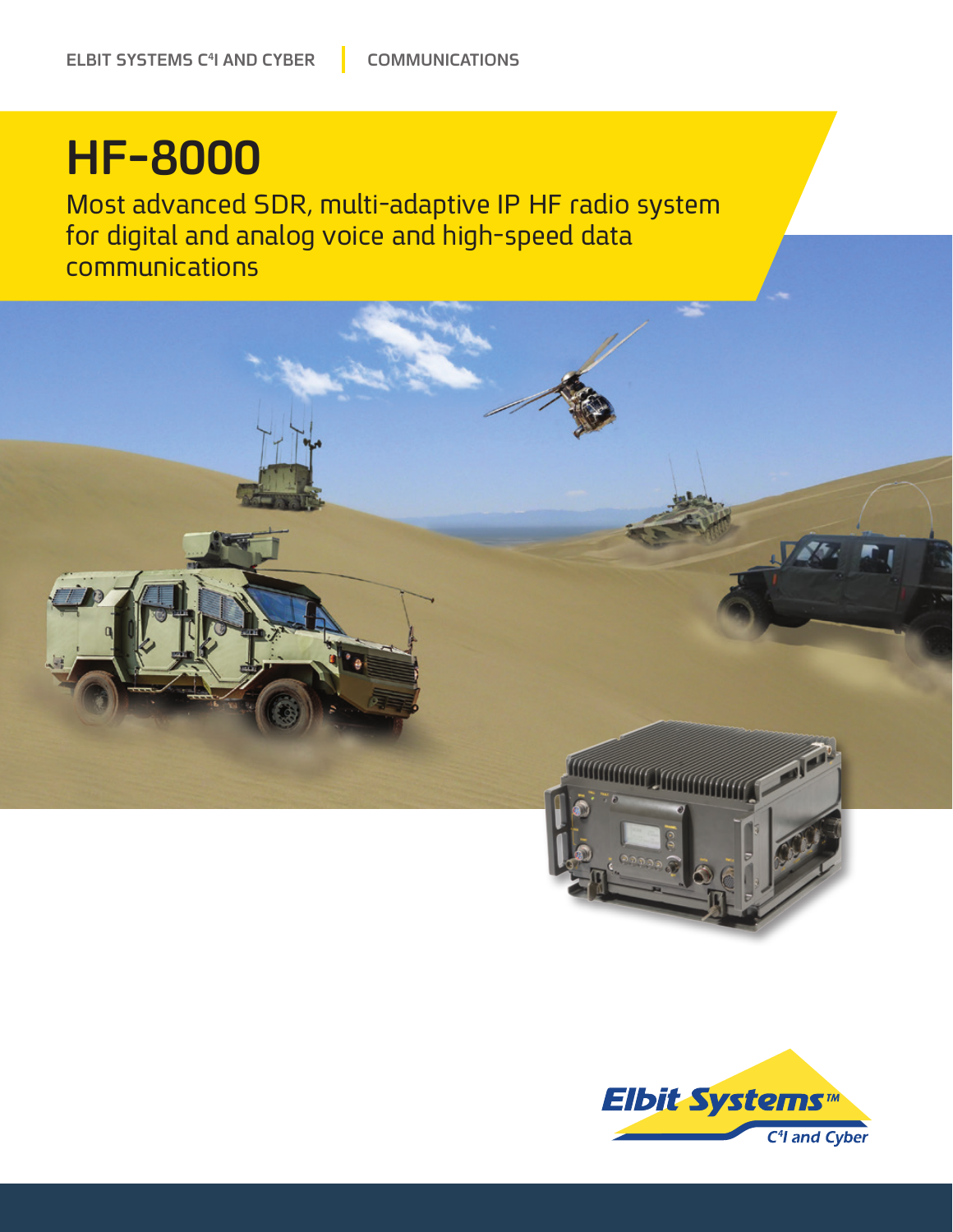ELBIT SYSTEMS C4I AND CYBER | COMMUNICATIONS

# HF-8000

Most advanced SDR, multi-adaptive IP HF radio system for digital and analog voice and high-speed data communications

Elbit Systems™
C4I and Cyber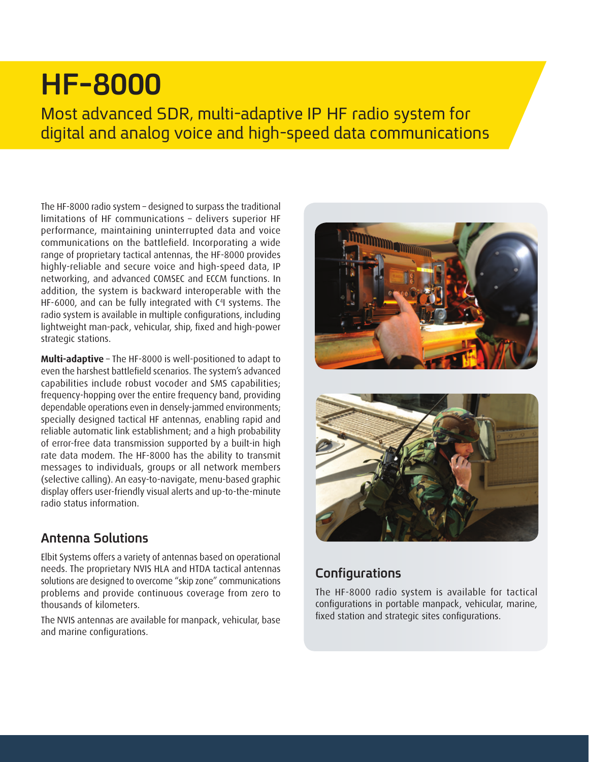# HF-8000

## Most advanced SDR, multi-adaptive IP HF radio system for digital and analog voice and high-speed data communications

The HF-8000 radio system – designed to surpass the traditional limitations of HF communications – delivers superior HF performance, maintaining uninterrupted data and voice communications on the battlefield. Incorporating a wide range of proprietary tactical antennas, the HF-8000 provides highly-reliable and secure voice and high-speed data, IP networking, and advanced COMSEC and ECCM functions. In addition, the system is backward interoperable with the HF-6000, and can be fully integrated with C⁴I systems. The radio system is available in multiple configurations, including lightweight man-pack, vehicular, ship, fixed and high-power strategic stations.

**Multi-adaptive** – The HF-8000 is well-positioned to adapt to even the harshest battlefield scenarios. The system's advanced capabilities include robust vocoder and SMS capabilities; frequency-hopping over the entire frequency band, providing dependable operations even in densely-jammed environments; specially designed tactical HF antennas, enabling rapid and reliable automatic link establishment; and a high probability of error-free data transmission supported by a built-in high rate data modem. The HF-8000 has the ability to transmit messages to individuals, groups or all network members (selective calling). An easy-to-navigate, menu-based graphic display offers user-friendly visual alerts and up-to-the-minute radio status information.

### Antenna Solutions

Elbit Systems offers a variety of antennas based on operational needs. The proprietary NVIS HLA and HTDA tactical antennas solutions are designed to overcome "skip zone" communications problems and provide continuous coverage from zero to thousands of kilometers.

The NVIS antennas are available for manpack, vehicular, base and marine configurations.

### Configurations

The HF-8000 radio system is available for tactical configurations in portable manpack, vehicular, marine, fixed station and strategic sites configurations.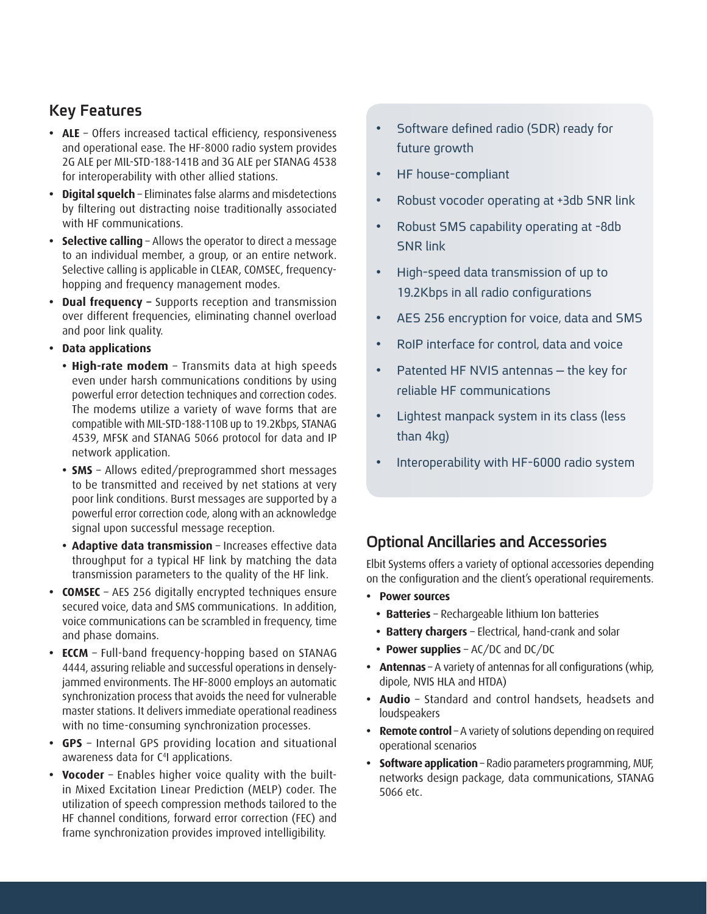## Key Features

- **ALE** – Offers increased tactical efficiency, responsiveness and operational ease. The HF-8000 radio system provides 2G ALE per MIL-STD-188-141B and 3G ALE per STANAG 4538 for interoperability with other allied stations.
- **Digital squelch** – Eliminates false alarms and misdetections by filtering out distracting noise traditionally associated with HF communications.
- **Selective calling** – Allows the operator to direct a message to an individual member, a group, or an entire network. Selective calling is applicable in CLEAR, COMSEC, frequency-hopping and frequency management modes.
- **Dual frequency –** Supports reception and transmission over different frequencies, eliminating channel overload and poor link quality.
- **Data applications**
  - **High-rate modem** – Transmits data at high speeds even under harsh communications conditions by using powerful error detection techniques and correction codes. The modems utilize a variety of wave forms that are compatible with MIL-STD-188-110B up to 19.2Kbps, STANAG 4539, MFSK and STANAG 5066 protocol for data and IP network application.
  - **SMS** – Allows edited/preprogrammed short messages to be transmitted and received by net stations at very poor link conditions. Burst messages are supported by a powerful error correction code, along with an acknowledge signal upon successful message reception.
  - **Adaptive data transmission** – Increases effective data throughput for a typical HF link by matching the data transmission parameters to the quality of the HF link.
- **COMSEC** – AES 256 digitally encrypted techniques ensure secured voice, data and SMS communications. In addition, voice communications can be scrambled in frequency, time and phase domains.
- **ECCM** – Full-band frequency-hopping based on STANAG 4444, assuring reliable and successful operations in densely-jammed environments. The HF-8000 employs an automatic synchronization process that avoids the need for vulnerable master stations. It delivers immediate operational readiness with no time-consuming synchronization processes.
- **GPS** – Internal GPS providing location and situational awareness data for C4I applications.
- **Vocoder** – Enables higher voice quality with the built-in Mixed Excitation Linear Prediction (MELP) coder. The utilization of speech compression methods tailored to the HF channel conditions, forward error correction (FEC) and frame synchronization provides improved intelligibility.

- Software defined radio (SDR) ready for future growth
- HF house-compliant
- Robust vocoder operating at +3db SNR link
- Robust SMS capability operating at -8db SNR link
- High-speed data transmission of up to 19.2Kbps in all radio configurations
- AES 256 encryption for voice, data and SMS
- RoIP interface for control, data and voice
- Patented HF NVIS antennas – the key for reliable HF communications
- Lightest manpack system in its class (less than 4kg)
- Interoperability with HF-6000 radio system

## Optional Ancillaries and Accessories

Elbit Systems offers a variety of optional accessories depending on the configuration and the client's operational requirements.

- **Power sources**
  - **Batteries** – Rechargeable lithium Ion batteries
  - **Battery chargers** – Electrical, hand-crank and solar
  - **Power supplies** – AC/DC and DC/DC
- **Antennas** – A variety of antennas for all configurations (whip, dipole, NVIS HLA and HTDA)
- **Audio** – Standard and control handsets, headsets and loudspeakers
- **Remote control** – A variety of solutions depending on required operational scenarios
- **Software application** – Radio parameters programming, MUF, networks design package, data communications, STANAG 5066 etc.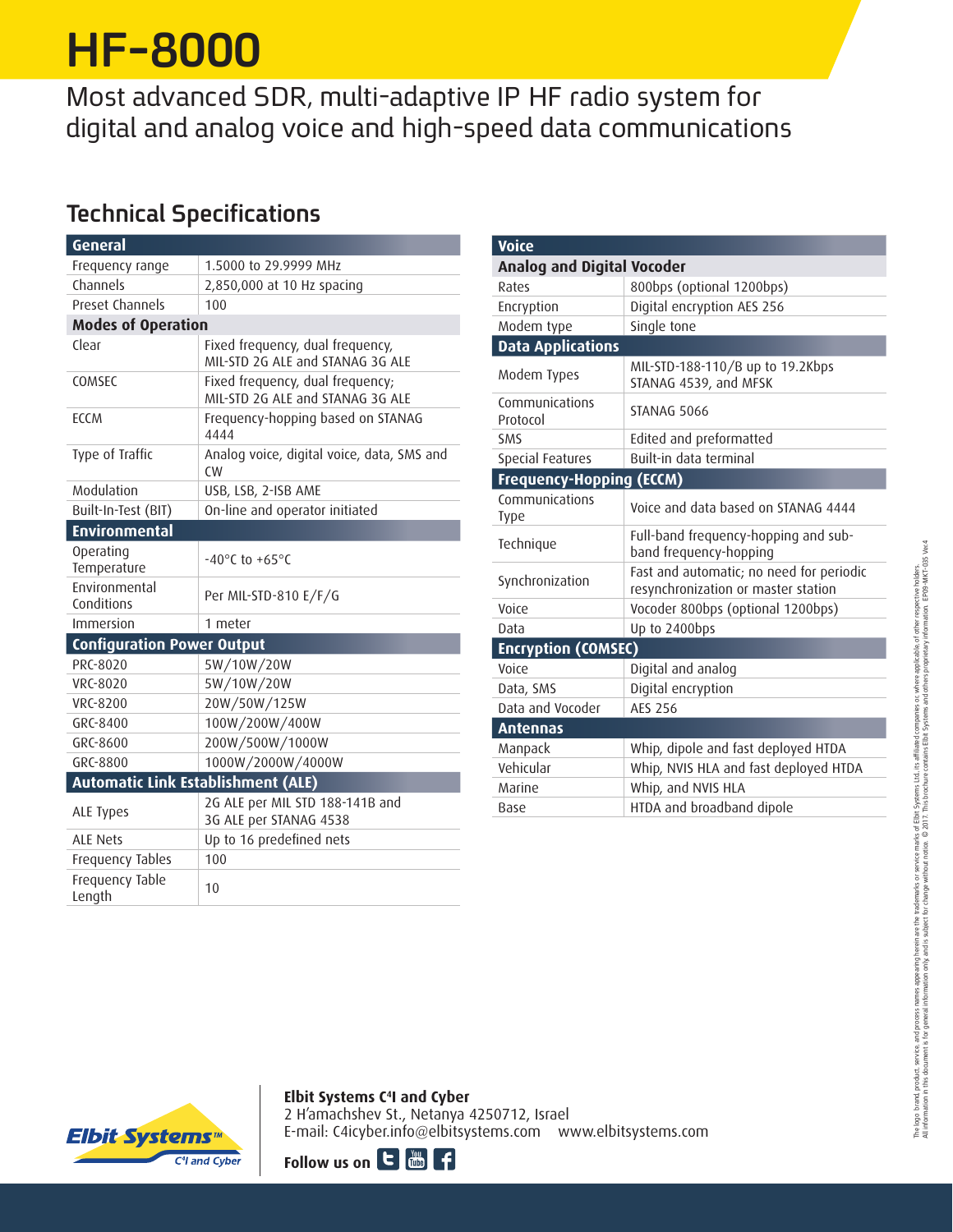# HF-8000

Most advanced SDR, multi-adaptive IP HF radio system for digital and analog voice and high-speed data communications

## Technical Specifications

| General | |
|---|---|
| Frequency range | 1.5000 to 29.9999 MHz |
| Channels | 2,850,000 at 10 Hz spacing |
| Preset Channels | 100 |
| **Modes of Operation** | |
| Clear | Fixed frequency, dual frequency, MIL-STD 2G ALE and STANAG 3G ALE |
| COMSEC | Fixed frequency, dual frequency; MIL-STD 2G ALE and STANAG 3G ALE |
| ECCM | Frequency-hopping based on STANAG 4444 |
| Type of Traffic | Analog voice, digital voice, data, SMS and CW |
| Modulation | USB, LSB, 2-ISB AME |
| Built-In-Test (BIT) | On-line and operator initiated |

| Environmental | |
|---|---|
| Operating Temperature | -40°C to +65°C |
| Environmental Conditions | Per MIL-STD-810 E/F/G |
| Immersion | 1 meter |

| Configuration Power Output | |
|---|---|
| PRC-8020 | 5W/10W/20W |
| VRC-8020 | 5W/10W/20W |
| VRC-8200 | 20W/50W/125W |
| GRC-8400 | 100W/200W/400W |
| GRC-8600 | 200W/500W/1000W |
| GRC-8800 | 1000W/2000W/4000W |

| Automatic Link Establishment (ALE) | |
|---|---|
| ALE Types | 2G ALE per MIL STD 188-141B and 3G ALE per STANAG 4538 |
| ALE Nets | Up to 16 predefined nets |
| Frequency Tables | 100 |
| Frequency Table Length | 10 |

| Voice | |
|---|---|
| **Analog and Digital Vocoder** | |
| Rates | 800bps (optional 1200bps) |
| Encryption | Digital encryption AES 256 |
| Modem type | Single tone |

| Data Applications | |
|---|---|
| Modem Types | MIL-STD-188-110/B up to 19.2Kbps STANAG 4539, and MFSK |
| Communications Protocol | STANAG 5066 |
| SMS | Edited and preformatted |
| Special Features | Built-in data terminal |

| Frequency-Hopping (ECCM) | |
|---|---|
| Communications Type | Voice and data based on STANAG 4444 |
| Technique | Full-band frequency-hopping and sub-band frequency-hopping |
| Synchronization | Fast and automatic; no need for periodic resynchronization or master station |
| Voice | Vocoder 800bps (optional 1200bps) |
| Data | Up to 2400bps |

| Encryption (COMSEC) | |
|---|---|
| Voice | Digital and analog |
| Data, SMS | Digital encryption |
| Data and Vocoder | AES 256 |

| Antennas | |
|---|---|
| Manpack | Whip, dipole and fast deployed HTDA |
| Vehicular | Whip, NVIS HLA and fast deployed HTDA |
| Marine | Whip, and NVIS HLA |
| Base | HTDA and broadband dipole |

Elbit Systems™ C⁴I and Cyber

**Elbit Systems C⁴I and Cyber**
2 H'amachshev St., Netanya 4250712, Israel
E-mail: C4icyber.info@elbitsystems.com www.elbitsystems.com

**Follow us on**

The logo brand, product, service, and process names appearing herein are the trademarks or service marks of Elbit Systems Ltd., its affiliated companies or, where applicable, of other respective holders. All information in this document is for general information only and is subject for change without notice. © 2017. This brochure contains Elbit Systems and others proprietary information. EP09-MKT-035 Ver.4